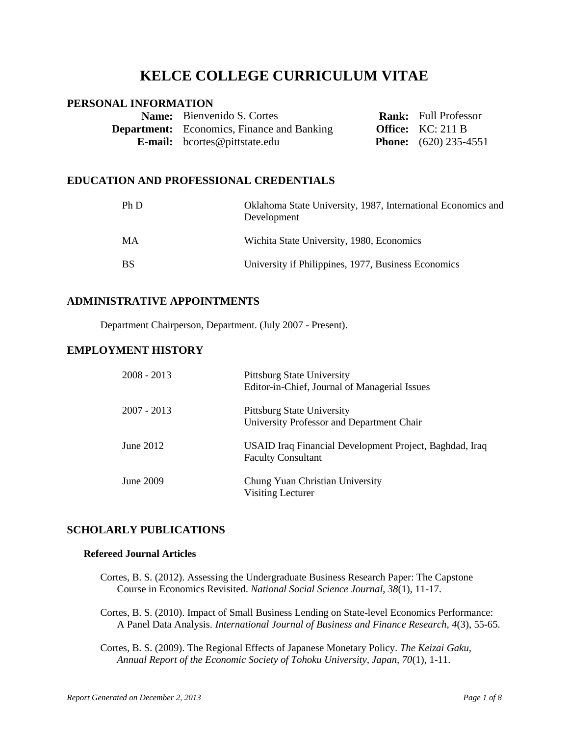# KELCE COLLEGE CURRICULUM VITAE

## PERSONAL INFORMATION

| | | | |
|---|---|---|---|
| **Name:** | Bienvenido S. Cortes | **Rank:** | Full Professor |
| **Department:** | Economics, Finance and Banking | **Office:** | KC: 211 B |
| **E-mail:** | bcortes@pittstate.edu | **Phone:** | (620) 235-4551 |

## EDUCATION AND PROFESSIONAL CREDENTIALS

| | |
|---|---|
| Ph D | Oklahoma State University, 1987, International Economics and Development |
| MA | Wichita State University, 1980, Economics |
| BS | University if Philippines, 1977, Business Economics |

## ADMINISTRATIVE APPOINTMENTS

Department Chairperson, Department. (July 2007 - Present).

## EMPLOYMENT HISTORY

| | |
|---|---|
| 2008 - 2013 | Pittsburg State University<br>Editor-in-Chief, Journal of Managerial Issues |
| 2007 - 2013 | Pittsburg State University<br>University Professor and Department Chair |
| June 2012 | USAID Iraq Financial Development Project, Baghdad, Iraq<br>Faculty Consultant |
| June 2009 | Chung Yuan Christian University<br>Visiting Lecturer |

## SCHOLARLY PUBLICATIONS

### Refereed Journal Articles

Cortes, B. S. (2012). Assessing the Undergraduate Business Research Paper: The Capstone Course in Economics Revisited. *National Social Science Journal, 38*(1), 11-17.

Cortes, B. S. (2010). Impact of Small Business Lending on State-level Economics Performance: A Panel Data Analysis. *International Journal of Business and Finance Research, 4*(3), 55-65.

Cortes, B. S. (2009). The Regional Effects of Japanese Monetary Policy. *The Keizai Gaku, Annual Report of the Economic Society of Tohoku University, Japan, 70*(1), 1-11.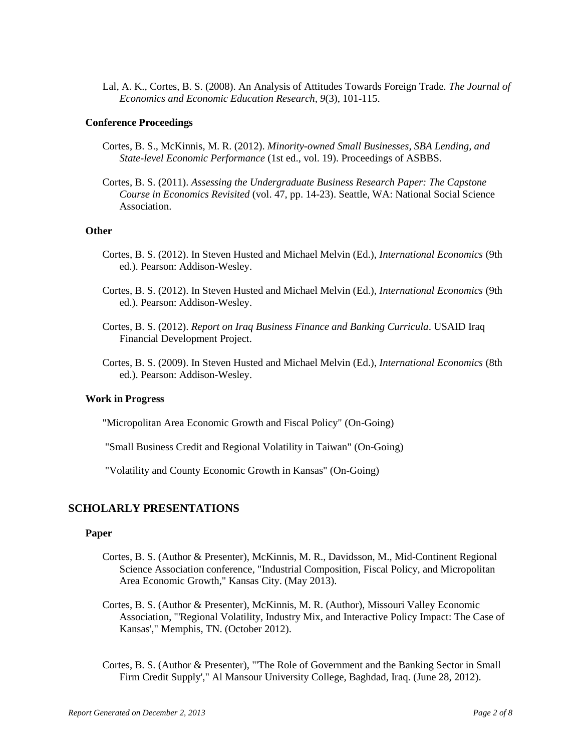Lal, A. K., Cortes, B. S. (2008). An Analysis of Attitudes Towards Foreign Trade. *The Journal of Economics and Economic Education Research, 9*(3), 101-115.

### Conference Proceedings

Cortes, B. S., McKinnis, M. R. (2012). *Minority-owned Small Businesses, SBA Lending, and State-level Economic Performance* (1st ed., vol. 19). Proceedings of ASBBS.

Cortes, B. S. (2011). *Assessing the Undergraduate Business Research Paper: The Capstone Course in Economics Revisited* (vol. 47, pp. 14-23). Seattle, WA: National Social Science Association.

### Other

Cortes, B. S. (2012). In Steven Husted and Michael Melvin (Ed.), *International Economics* (9th ed.). Pearson: Addison-Wesley.

Cortes, B. S. (2012). In Steven Husted and Michael Melvin (Ed.), *International Economics* (9th ed.). Pearson: Addison-Wesley.

Cortes, B. S. (2012). *Report on Iraq Business Finance and Banking Curricula*. USAID Iraq Financial Development Project.

Cortes, B. S. (2009). In Steven Husted and Michael Melvin (Ed.), *International Economics* (8th ed.). Pearson: Addison-Wesley.

### Work in Progress

"Micropolitan Area Economic Growth and Fiscal Policy" (On-Going)

"Small Business Credit and Regional Volatility in Taiwan" (On-Going)

"Volatility and County Economic Growth in Kansas" (On-Going)

## SCHOLARLY PRESENTATIONS

### Paper

Cortes, B. S. (Author & Presenter), McKinnis, M. R., Davidsson, M., Mid-Continent Regional Science Association conference, "Industrial Composition, Fiscal Policy, and Micropolitan Area Economic Growth," Kansas City. (May 2013).

Cortes, B. S. (Author & Presenter), McKinnis, M. R. (Author), Missouri Valley Economic Association, "'Regional Volatility, Industry Mix, and Interactive Policy Impact: The Case of Kansas'," Memphis, TN. (October 2012).

Cortes, B. S. (Author & Presenter), "'The Role of Government and the Banking Sector in Small Firm Credit Supply'," Al Mansour University College, Baghdad, Iraq. (June 28, 2012).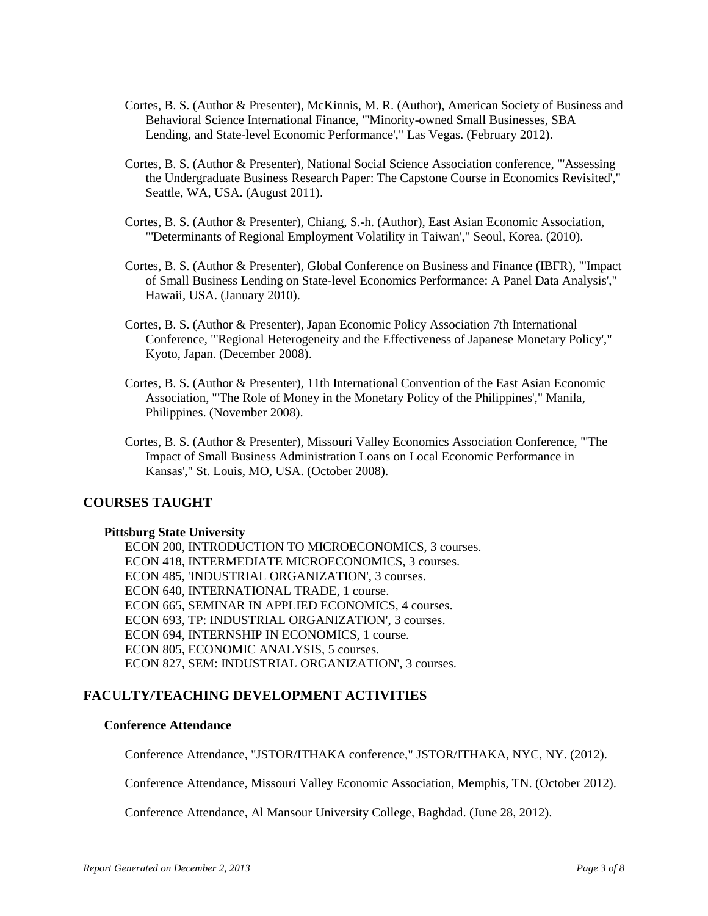Cortes, B. S. (Author & Presenter), McKinnis, M. R. (Author), American Society of Business and Behavioral Science International Finance, "'Minority-owned Small Businesses, SBA Lending, and State-level Economic Performance'," Las Vegas. (February 2012).

Cortes, B. S. (Author & Presenter), National Social Science Association conference, "'Assessing the Undergraduate Business Research Paper: The Capstone Course in Economics Revisited'," Seattle, WA, USA. (August 2011).

Cortes, B. S. (Author & Presenter), Chiang, S.-h. (Author), East Asian Economic Association, "'Determinants of Regional Employment Volatility in Taiwan'," Seoul, Korea. (2010).

Cortes, B. S. (Author & Presenter), Global Conference on Business and Finance (IBFR), "'Impact of Small Business Lending on State-level Economics Performance: A Panel Data Analysis'," Hawaii, USA. (January 2010).

Cortes, B. S. (Author & Presenter), Japan Economic Policy Association 7th International Conference, "'Regional Heterogeneity and the Effectiveness of Japanese Monetary Policy'," Kyoto, Japan. (December 2008).

Cortes, B. S. (Author & Presenter), 11th International Convention of the East Asian Economic Association, "'The Role of Money in the Monetary Policy of the Philippines'," Manila, Philippines. (November 2008).

Cortes, B. S. (Author & Presenter), Missouri Valley Economics Association Conference, "'The Impact of Small Business Administration Loans on Local Economic Performance in Kansas'," St. Louis, MO, USA. (October 2008).

## COURSES TAUGHT

### Pittsburg State University

ECON 200, INTRODUCTION TO MICROECONOMICS, 3 courses.
ECON 418, INTERMEDIATE MICROECONOMICS, 3 courses.
ECON 485, 'INDUSTRIAL ORGANIZATION', 3 courses.
ECON 640, INTERNATIONAL TRADE, 1 course.
ECON 665, SEMINAR IN APPLIED ECONOMICS, 4 courses.
ECON 693, TP: INDUSTRIAL ORGANIZATION', 3 courses.
ECON 694, INTERNSHIP IN ECONOMICS, 1 course.
ECON 805, ECONOMIC ANALYSIS, 5 courses.
ECON 827, SEM: INDUSTRIAL ORGANIZATION', 3 courses.

## FACULTY/TEACHING DEVELOPMENT ACTIVITIES

### Conference Attendance

Conference Attendance, "JSTOR/ITHAKA conference," JSTOR/ITHAKA, NYC, NY. (2012).

Conference Attendance, Missouri Valley Economic Association, Memphis, TN. (October 2012).

Conference Attendance, Al Mansour University College, Baghdad. (June 28, 2012).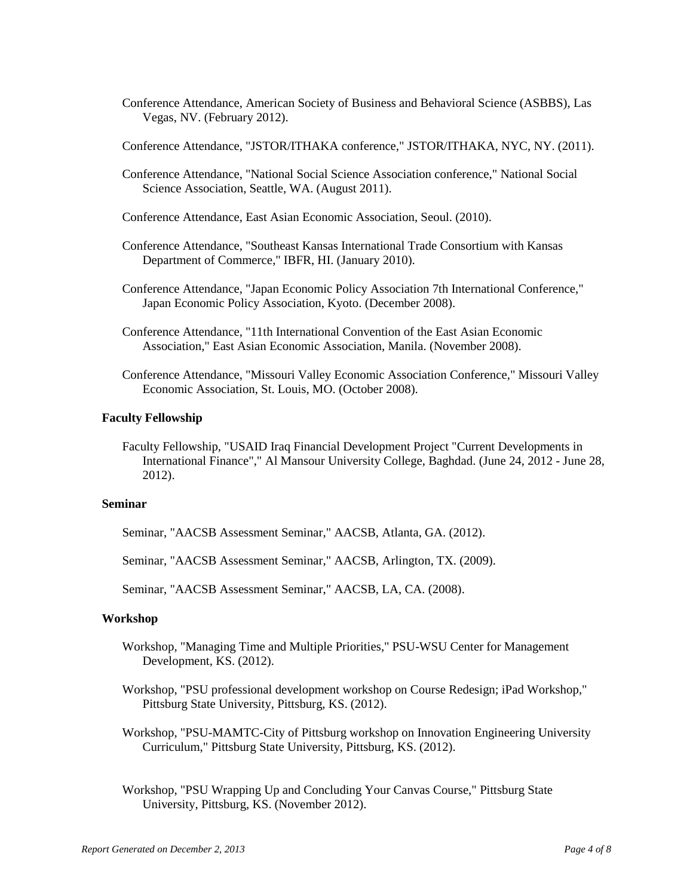Conference Attendance, American Society of Business and Behavioral Science (ASBBS), Las Vegas, NV. (February 2012).

Conference Attendance, "JSTOR/ITHAKA conference," JSTOR/ITHAKA, NYC, NY. (2011).

Conference Attendance, "National Social Science Association conference," National Social Science Association, Seattle, WA. (August 2011).

Conference Attendance, East Asian Economic Association, Seoul. (2010).

Conference Attendance, "Southeast Kansas International Trade Consortium with Kansas Department of Commerce," IBFR, HI. (January 2010).

Conference Attendance, "Japan Economic Policy Association 7th International Conference," Japan Economic Policy Association, Kyoto. (December 2008).

Conference Attendance, "11th International Convention of the East Asian Economic Association," East Asian Economic Association, Manila. (November 2008).

Conference Attendance, "Missouri Valley Economic Association Conference," Missouri Valley Economic Association, St. Louis, MO. (October 2008).

**Faculty Fellowship**

Faculty Fellowship, "USAID Iraq Financial Development Project "Current Developments in International Finance"," Al Mansour University College, Baghdad. (June 24, 2012 - June 28, 2012).

**Seminar**

Seminar, "AACSB Assessment Seminar," AACSB, Atlanta, GA. (2012).

Seminar, "AACSB Assessment Seminar," AACSB, Arlington, TX. (2009).

Seminar, "AACSB Assessment Seminar," AACSB, LA, CA. (2008).

**Workshop**

Workshop, "Managing Time and Multiple Priorities," PSU-WSU Center for Management Development, KS. (2012).

Workshop, "PSU professional development workshop on Course Redesign; iPad Workshop," Pittsburg State University, Pittsburg, KS. (2012).

Workshop, "PSU-MAMTC-City of Pittsburg workshop on Innovation Engineering University Curriculum," Pittsburg State University, Pittsburg, KS. (2012).

Workshop, "PSU Wrapping Up and Concluding Your Canvas Course," Pittsburg State University, Pittsburg, KS. (November 2012).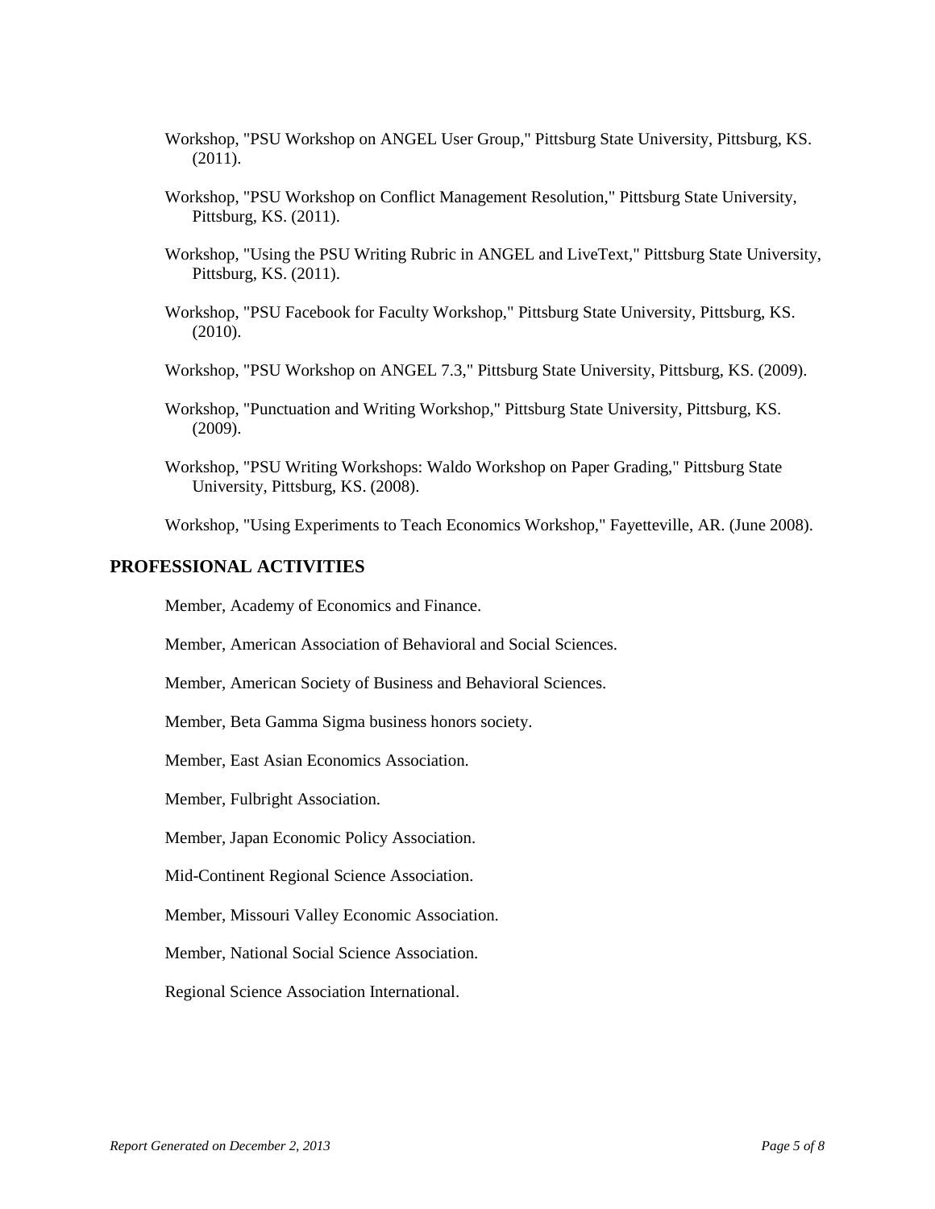Workshop, "PSU Workshop on ANGEL User Group," Pittsburg State University, Pittsburg, KS. (2011).

Workshop, "PSU Workshop on Conflict Management Resolution," Pittsburg State University, Pittsburg, KS. (2011).

Workshop, "Using the PSU Writing Rubric in ANGEL and LiveText," Pittsburg State University, Pittsburg, KS. (2011).

Workshop, "PSU Facebook for Faculty Workshop," Pittsburg State University, Pittsburg, KS. (2010).

Workshop, "PSU Workshop on ANGEL 7.3," Pittsburg State University, Pittsburg, KS. (2009).

Workshop, "Punctuation and Writing Workshop," Pittsburg State University, Pittsburg, KS. (2009).

Workshop, "PSU Writing Workshops: Waldo Workshop on Paper Grading," Pittsburg State University, Pittsburg, KS. (2008).

Workshop, "Using Experiments to Teach Economics Workshop," Fayetteville, AR. (June 2008).

## PROFESSIONAL ACTIVITIES

Member, Academy of Economics and Finance.

Member, American Association of Behavioral and Social Sciences.

Member, American Society of Business and Behavioral Sciences.

Member, Beta Gamma Sigma business honors society.

Member, East Asian Economics Association.

Member, Fulbright Association.

Member, Japan Economic Policy Association.

Mid-Continent Regional Science Association.

Member, Missouri Valley Economic Association.

Member, National Social Science Association.

Regional Science Association International.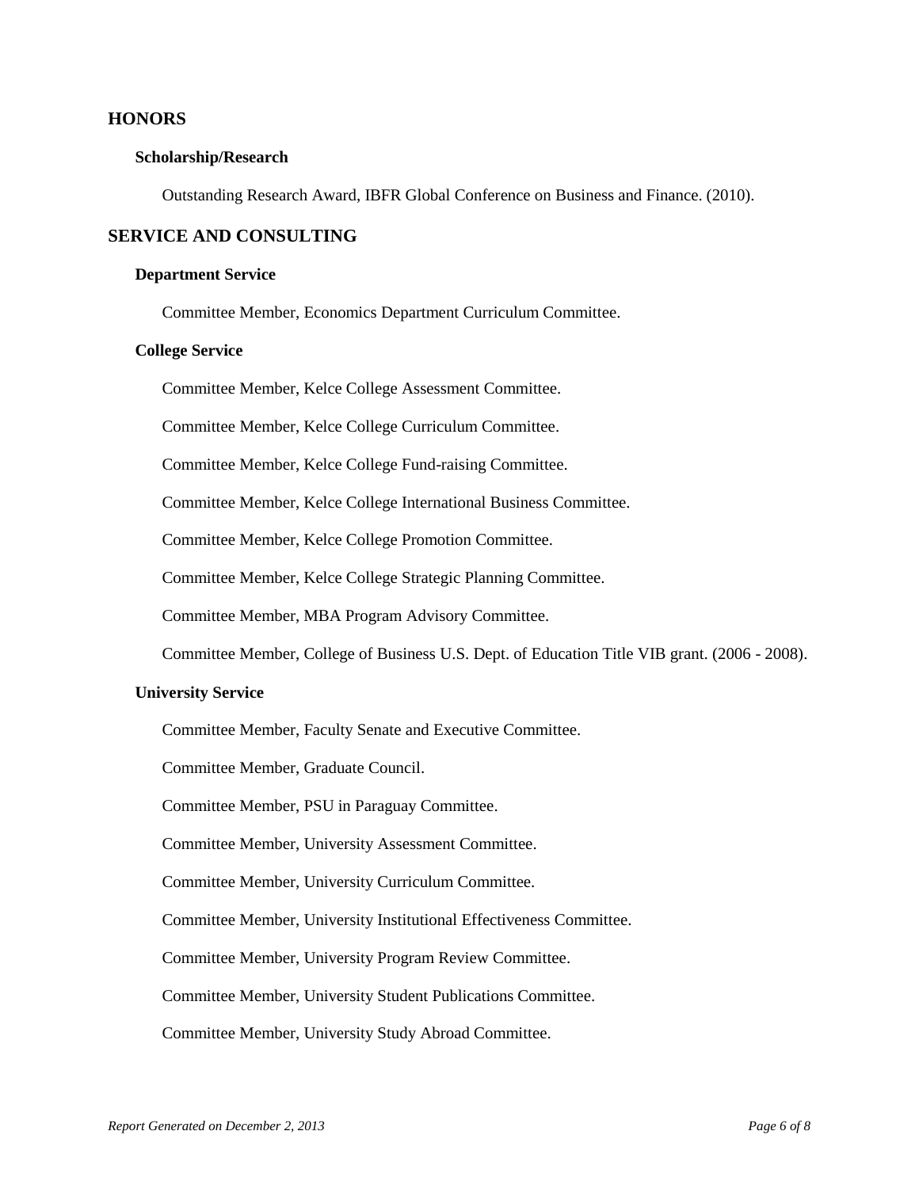## HONORS

### Scholarship/Research

Outstanding Research Award, IBFR Global Conference on Business and Finance. (2010).

## SERVICE AND CONSULTING

### Department Service

Committee Member, Economics Department Curriculum Committee.

### College Service

Committee Member, Kelce College Assessment Committee.

Committee Member, Kelce College Curriculum Committee.

Committee Member, Kelce College Fund-raising Committee.

Committee Member, Kelce College International Business Committee.

Committee Member, Kelce College Promotion Committee.

Committee Member, Kelce College Strategic Planning Committee.

Committee Member, MBA Program Advisory Committee.

Committee Member, College of Business U.S. Dept. of Education Title VIB grant. (2006 - 2008).

### University Service

Committee Member, Faculty Senate and Executive Committee.

Committee Member, Graduate Council.

Committee Member, PSU in Paraguay Committee.

Committee Member, University Assessment Committee.

Committee Member, University Curriculum Committee.

Committee Member, University Institutional Effectiveness Committee.

Committee Member, University Program Review Committee.

Committee Member, University Student Publications Committee.

Committee Member, University Study Abroad Committee.

*Report Generated on December 2, 2013*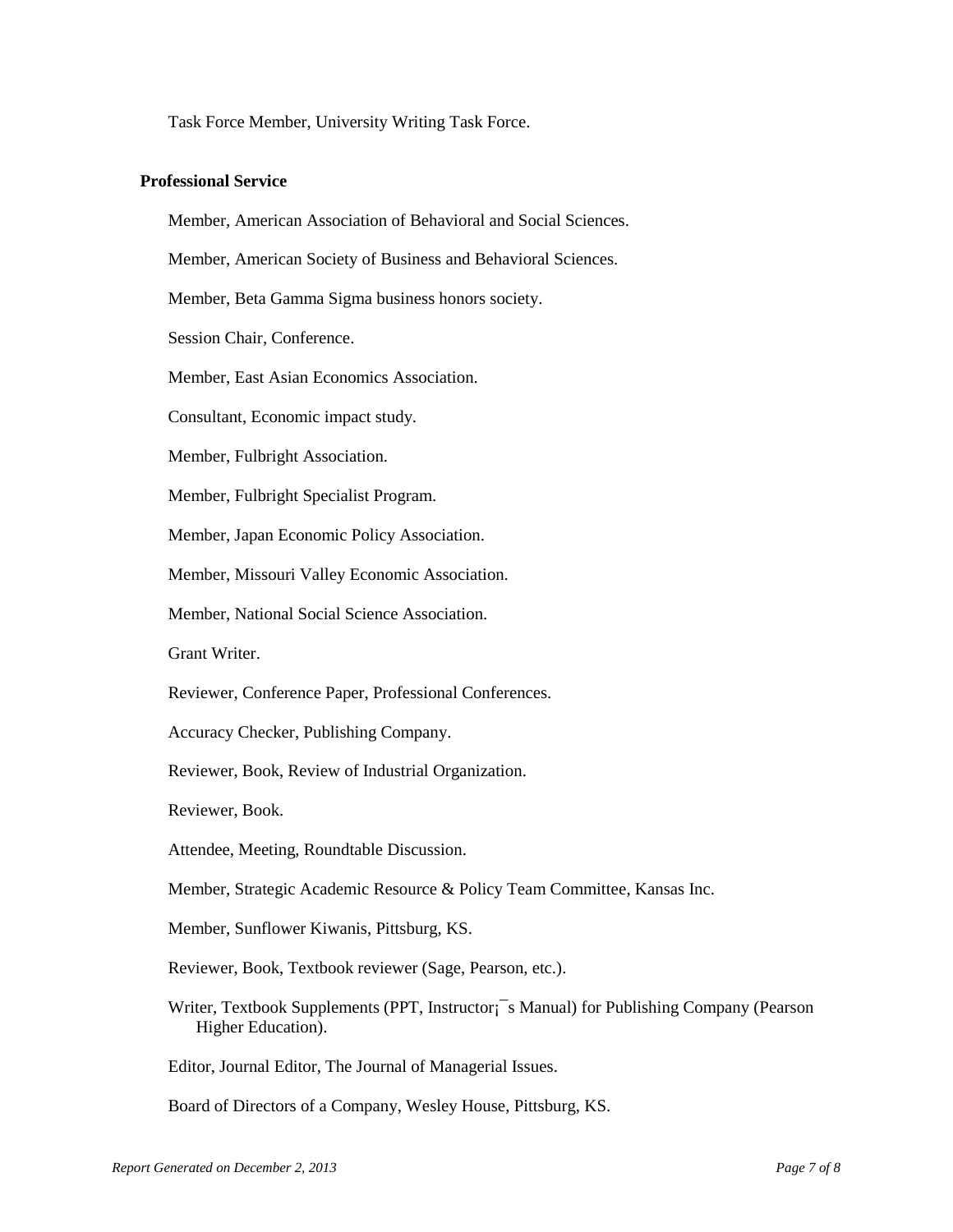Task Force Member, University Writing Task Force.

**Professional Service**

Member, American Association of Behavioral and Social Sciences.

Member, American Society of Business and Behavioral Sciences.

Member, Beta Gamma Sigma business honors society.

Session Chair, Conference.

Member, East Asian Economics Association.

Consultant, Economic impact study.

Member, Fulbright Association.

Member, Fulbright Specialist Program.

Member, Japan Economic Policy Association.

Member, Missouri Valley Economic Association.

Member, National Social Science Association.

Grant Writer.

Reviewer, Conference Paper, Professional Conferences.

Accuracy Checker, Publishing Company.

Reviewer, Book, Review of Industrial Organization.

Reviewer, Book.

Attendee, Meeting, Roundtable Discussion.

Member, Strategic Academic Resource & Policy Team Committee, Kansas Inc.

Member, Sunflower Kiwanis, Pittsburg, KS.

Reviewer, Book, Textbook reviewer (Sage, Pearson, etc.).

Writer, Textbook Supplements (PPT, Instructor¡¯s Manual) for Publishing Company (Pearson Higher Education).

Editor, Journal Editor, The Journal of Managerial Issues.

Board of Directors of a Company, Wesley House, Pittsburg, KS.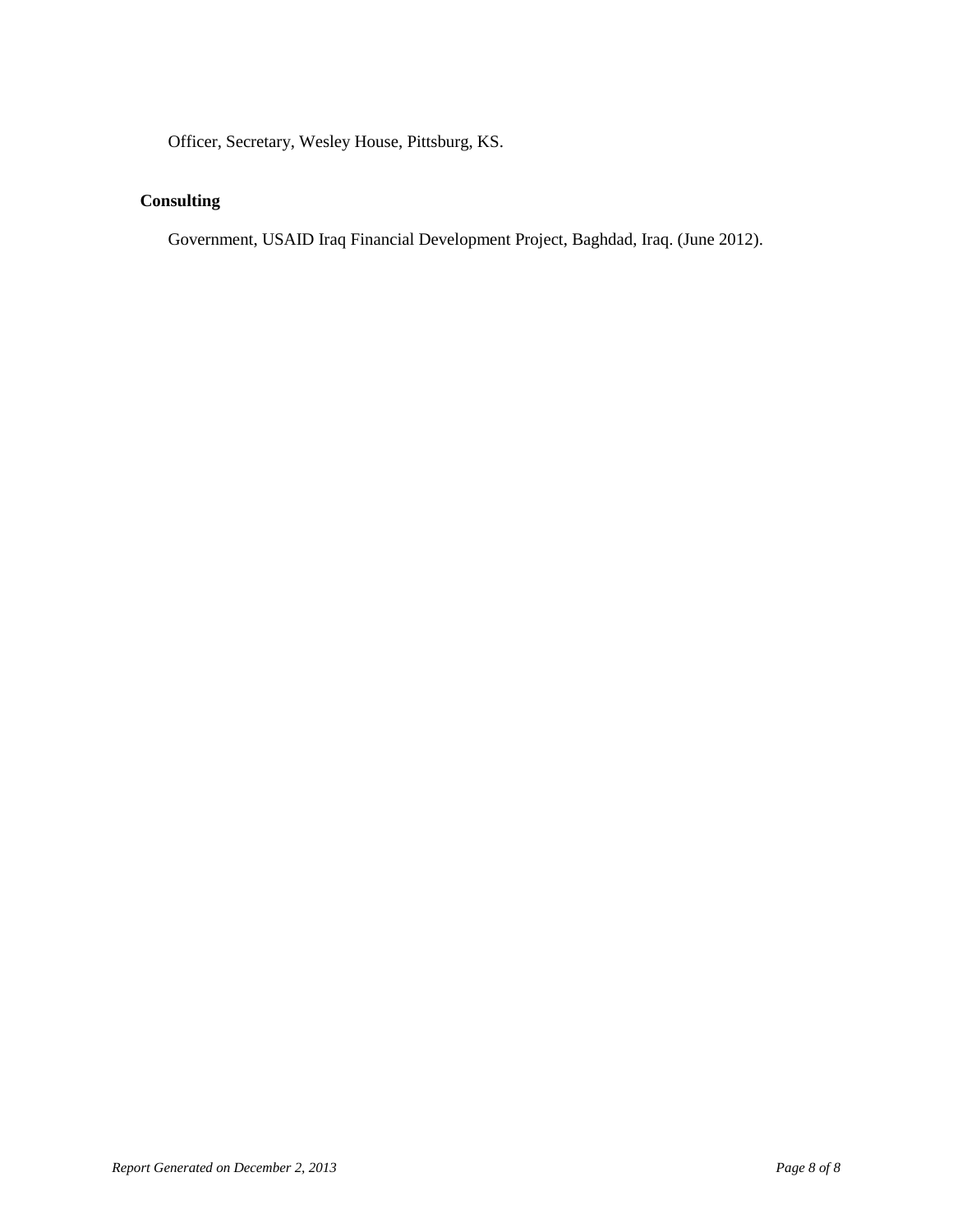Officer, Secretary, Wesley House, Pittsburg, KS.

**Consulting**

Government, USAID Iraq Financial Development Project, Baghdad, Iraq. (June 2012).